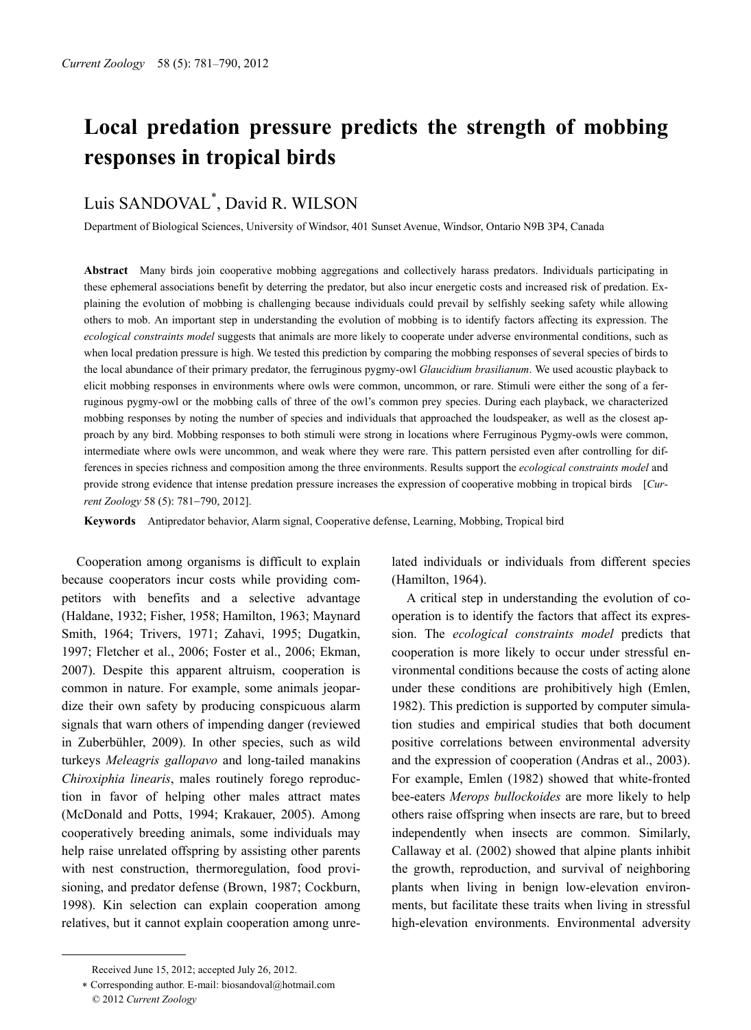# Local predation pressure predicts the strength of mobbing responses in tropical birds

Luis SANDOVAL[*], David R. WILSON

Department of Biological Sciences, University of Windsor, 401 Sunset Avenue, Windsor, Ontario N9B 3P4, Canada

**Abstract** Many birds join cooperative mobbing aggregations and collectively harass predators. Individuals participating in these ephemeral associations benefit by deterring the predator, but also incur energetic costs and increased risk of predation. Explaining the evolution of mobbing is challenging because individuals could prevail by selfishly seeking safety while allowing others to mob. An important step in understanding the evolution of mobbing is to identify factors affecting its expression. The *ecological constraints model* suggests that animals are more likely to cooperate under adverse environmental conditions, such as when local predation pressure is high. We tested this prediction by comparing the mobbing responses of several species of birds to the local abundance of their primary predator, the ferruginous pygmy-owl *Glaucidium brasilianum*. We used acoustic playback to elicit mobbing responses in environments where owls were common, uncommon, or rare. Stimuli were either the song of a ferruginous pygmy-owl or the mobbing calls of three of the owl's common prey species. During each playback, we characterized mobbing responses by noting the number of species and individuals that approached the loudspeaker, as well as the closest approach by any bird. Mobbing responses to both stimuli were strong in locations where Ferruginous Pygmy-owls were common, intermediate where owls were uncommon, and weak where they were rare. This pattern persisted even after controlling for differences in species richness and composition among the three environments. Results support the *ecological constraints model* and provide strong evidence that intense predation pressure increases the expression of cooperative mobbing in tropical birds [*Current Zoology* 58 (5): 781–790, 2012].

**Keywords** Antipredator behavior, Alarm signal, Cooperative defense, Learning, Mobbing, Tropical bird

Cooperation among organisms is difficult to explain because cooperators incur costs while providing competitors with benefits and a selective advantage (Haldane, 1932; Fisher, 1958; Hamilton, 1963; Maynard Smith, 1964; Trivers, 1971; Zahavi, 1995; Dugatkin, 1997; Fletcher et al., 2006; Foster et al., 2006; Ekman, 2007). Despite this apparent altruism, cooperation is common in nature. For example, some animals jeopardize their own safety by producing conspicuous alarm signals that warn others of impending danger (reviewed in Zuberbühler, 2009). In other species, such as wild turkeys *Meleagris gallopavo* and long-tailed manakins *Chiroxiphia linearis*, males routinely forego reproduction in favor of helping other males attract mates (McDonald and Potts, 1994; Krakauer, 2005). Among cooperatively breeding animals, some individuals may help raise unrelated offspring by assisting other parents with nest construction, thermoregulation, food provisioning, and predator defense (Brown, 1987; Cockburn, 1998). Kin selection can explain cooperation among relatives, but it cannot explain cooperation among unrelated individuals or individuals from different species (Hamilton, 1964).

A critical step in understanding the evolution of cooperation is to identify the factors that affect its expression. The *ecological constraints model* predicts that cooperation is more likely to occur under stressful environmental conditions because the costs of acting alone under these conditions are prohibitively high (Emlen, 1982). This prediction is supported by computer simulation studies and empirical studies that both document positive correlations between environmental adversity and the expression of cooperation (Andras et al., 2003). For example, Emlen (1982) showed that white-fronted bee-eaters *Merops bullockoides* are more likely to help others raise offspring when insects are rare, but to breed independently when insects are common. Similarly, Callaway et al. (2002) showed that alpine plants inhibit the growth, reproduction, and survival of neighboring plants when living in benign low-elevation environments, but facilitate these traits when living in stressful high-elevation environments. Environmental adversity

---

Received June 15, 2012; accepted July 26, 2012.

[*] Corresponding author. E-mail: biosandoval@hotmail.com

© 2012 *Current Zoology*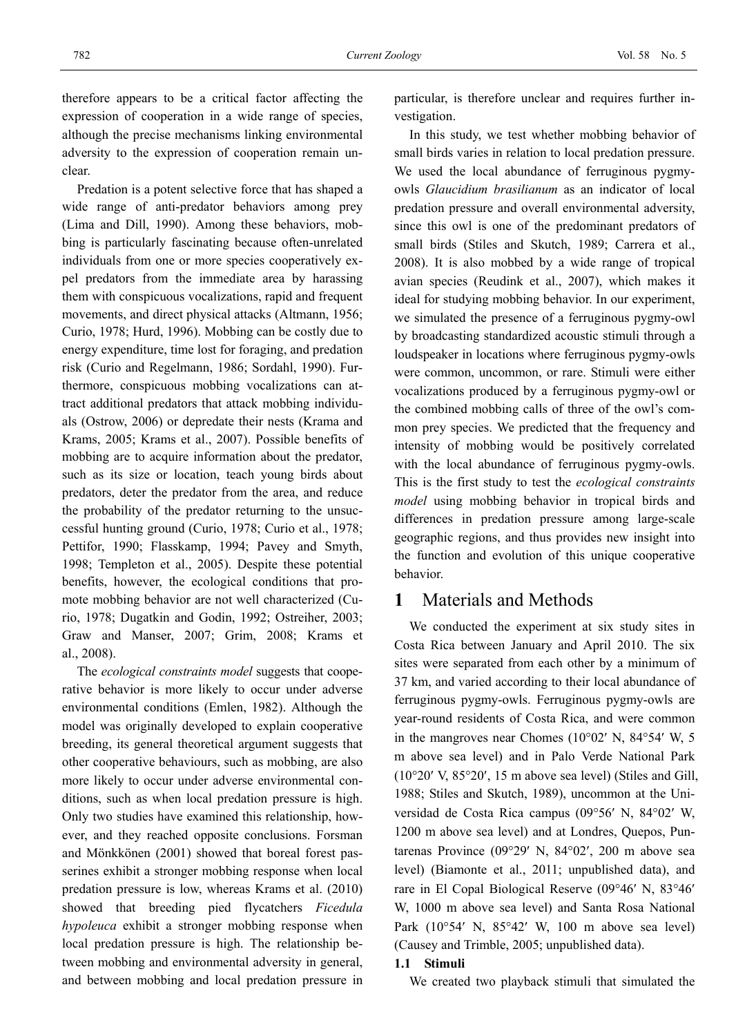therefore appears to be a critical factor affecting the expression of cooperation in a wide range of species, although the precise mechanisms linking environmental adversity to the expression of cooperation remain unclear.

Predation is a potent selective force that has shaped a wide range of anti-predator behaviors among prey (Lima and Dill, 1990). Among these behaviors, mobbing is particularly fascinating because often-unrelated individuals from one or more species cooperatively expel predators from the immediate area by harassing them with conspicuous vocalizations, rapid and frequent movements, and direct physical attacks (Altmann, 1956; Curio, 1978; Hurd, 1996). Mobbing can be costly due to energy expenditure, time lost for foraging, and predation risk (Curio and Regelmann, 1986; Sordahl, 1990). Furthermore, conspicuous mobbing vocalizations can attract additional predators that attack mobbing individuals (Ostrow, 2006) or depredate their nests (Krama and Krams, 2005; Krams et al., 2007). Possible benefits of mobbing are to acquire information about the predator, such as its size or location, teach young birds about predators, deter the predator from the area, and reduce the probability of the predator returning to the unsuccessful hunting ground (Curio, 1978; Curio et al., 1978; Pettifor, 1990; Flasskamp, 1994; Pavey and Smyth, 1998; Templeton et al., 2005). Despite these potential benefits, however, the ecological conditions that promote mobbing behavior are not well characterized (Curio, 1978; Dugatkin and Godin, 1992; Ostreiher, 2003; Graw and Manser, 2007; Grim, 2008; Krams et al., 2008).

The *ecological constraints model* suggests that cooperative behavior is more likely to occur under adverse environmental conditions (Emlen, 1982). Although the model was originally developed to explain cooperative breeding, its general theoretical argument suggests that other cooperative behaviours, such as mobbing, are also more likely to occur under adverse environmental conditions, such as when local predation pressure is high. Only two studies have examined this relationship, however, and they reached opposite conclusions. Forsman and Mönkkönen (2001) showed that boreal forest passerines exhibit a stronger mobbing response when local predation pressure is low, whereas Krams et al. (2010) showed that breeding pied flycatchers *Ficedula hypoleuca* exhibit a stronger mobbing response when local predation pressure is high. The relationship between mobbing and environmental adversity in general, and between mobbing and local predation pressure in particular, is therefore unclear and requires further investigation.

In this study, we test whether mobbing behavior of small birds varies in relation to local predation pressure. We used the local abundance of ferruginous pygmy-owls *Glaucidium brasilianum* as an indicator of local predation pressure and overall environmental adversity, since this owl is one of the predominant predators of small birds (Stiles and Skutch, 1989; Carrera et al., 2008). It is also mobbed by a wide range of tropical avian species (Reudink et al., 2007), which makes it ideal for studying mobbing behavior. In our experiment, we simulated the presence of a ferruginous pygmy-owl by broadcasting standardized acoustic stimuli through a loudspeaker in locations where ferruginous pygmy-owls were common, uncommon, or rare. Stimuli were either vocalizations produced by a ferruginous pygmy-owl or the combined mobbing calls of three of the owl's common prey species. We predicted that the frequency and intensity of mobbing would be positively correlated with the local abundance of ferruginous pygmy-owls. This is the first study to test the *ecological constraints model* using mobbing behavior in tropical birds and differences in predation pressure among large-scale geographic regions, and thus provides new insight into the function and evolution of this unique cooperative behavior.

## 1 Materials and Methods

We conducted the experiment at six study sites in Costa Rica between January and April 2010. The six sites were separated from each other by a minimum of 37 km, and varied according to their local abundance of ferruginous pygmy-owls. Ferruginous pygmy-owls are year-round residents of Costa Rica, and were common in the mangroves near Chomes (10°02′ N, 84°54′ W, 5 m above sea level) and in Palo Verde National Park (10°20′ V, 85°20′, 15 m above sea level) (Stiles and Gill, 1988; Stiles and Skutch, 1989), uncommon at the Universidad de Costa Rica campus (09°56′ N, 84°02′ W, 1200 m above sea level) and at Londres, Quepos, Puntarenas Province (09°29′ N, 84°02′, 200 m above sea level) (Biamonte et al., 2011; unpublished data), and rare in El Copal Biological Reserve (09°46′ N, 83°46′ W, 1000 m above sea level) and Santa Rosa National Park (10°54′ N, 85°42′ W, 100 m above sea level) (Causey and Trimble, 2005; unpublished data).

### 1.1 Stimuli

We created two playback stimuli that simulated the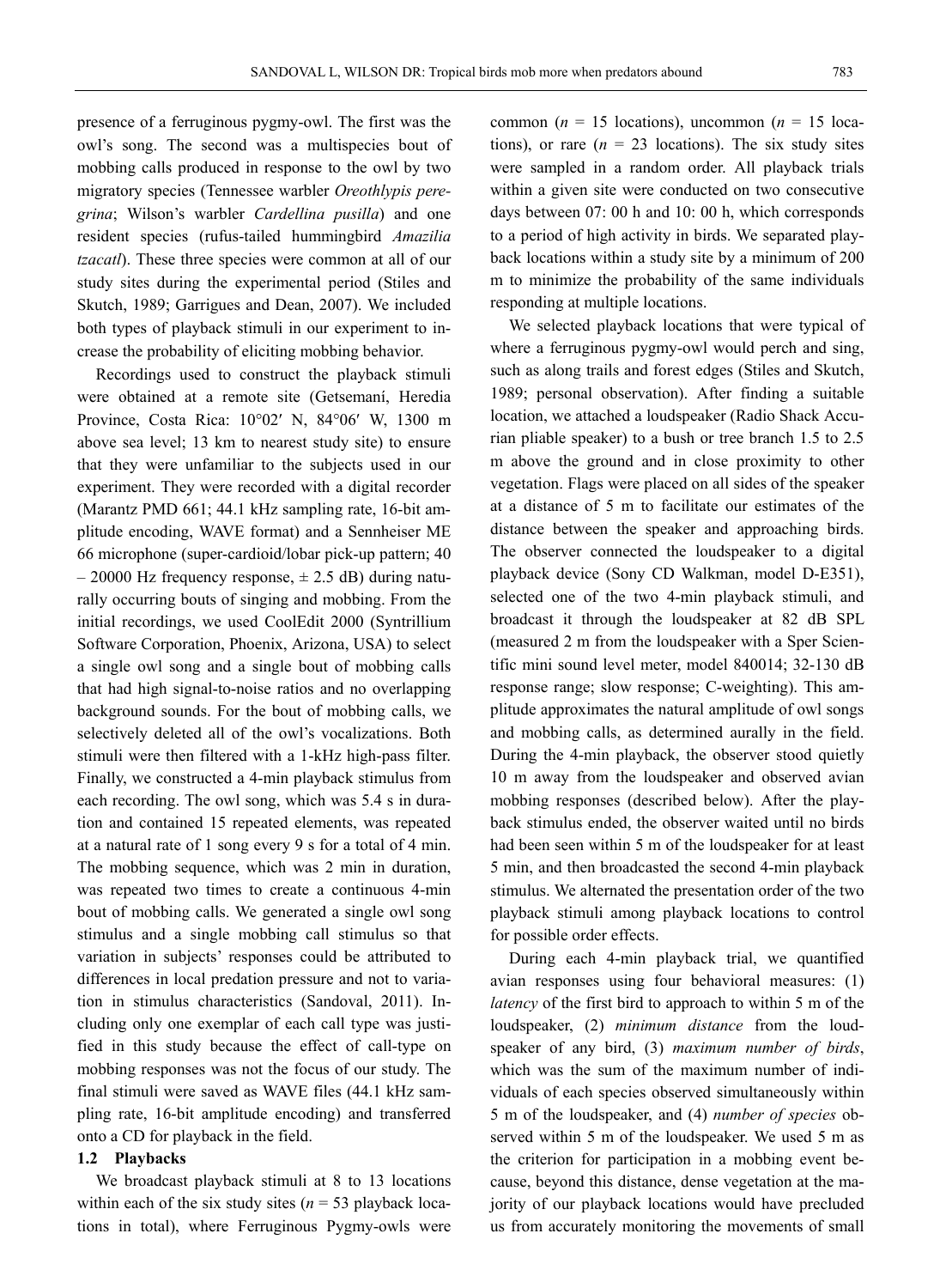presence of a ferruginous pygmy-owl. The first was the owl's song. The second was a multispecies bout of mobbing calls produced in response to the owl by two migratory species (Tennessee warbler *Oreothlypis peregrina*; Wilson's warbler *Cardellina pusilla*) and one resident species (rufus-tailed hummingbird *Amazilia tzacatl*). These three species were common at all of our study sites during the experimental period (Stiles and Skutch, 1989; Garrigues and Dean, 2007). We included both types of playback stimuli in our experiment to increase the probability of eliciting mobbing behavior.

Recordings used to construct the playback stimuli were obtained at a remote site (Getsemaní, Heredia Province, Costa Rica: 10°02′ N, 84°06′ W, 1300 m above sea level; 13 km to nearest study site) to ensure that they were unfamiliar to the subjects used in our experiment. They were recorded with a digital recorder (Marantz PMD 661; 44.1 kHz sampling rate, 16-bit amplitude encoding, WAVE format) and a Sennheiser ME 66 microphone (super-cardioid/lobar pick-up pattern; 40 – 20000 Hz frequency response, ± 2.5 dB) during naturally occurring bouts of singing and mobbing. From the initial recordings, we used CoolEdit 2000 (Syntrillium Software Corporation, Phoenix, Arizona, USA) to select a single owl song and a single bout of mobbing calls that had high signal-to-noise ratios and no overlapping background sounds. For the bout of mobbing calls, we selectively deleted all of the owl's vocalizations. Both stimuli were then filtered with a 1-kHz high-pass filter. Finally, we constructed a 4-min playback stimulus from each recording. The owl song, which was 5.4 s in duration and contained 15 repeated elements, was repeated at a natural rate of 1 song every 9 s for a total of 4 min. The mobbing sequence, which was 2 min in duration, was repeated two times to create a continuous 4-min bout of mobbing calls. We generated a single owl song stimulus and a single mobbing call stimulus so that variation in subjects' responses could be attributed to differences in local predation pressure and not to variation in stimulus characteristics (Sandoval, 2011). Including only one exemplar of each call type was justified in this study because the effect of call-type on mobbing responses was not the focus of our study. The final stimuli were saved as WAVE files (44.1 kHz sampling rate, 16-bit amplitude encoding) and transferred onto a CD for playback in the field.

### 1.2 Playbacks

We broadcast playback stimuli at 8 to 13 locations within each of the six study sites ($n$ = 53 playback locations in total), where Ferruginous Pygmy-owls were common ($n$ = 15 locations), uncommon ($n$ = 15 locations), or rare ($n$ = 23 locations). The six study sites were sampled in a random order. All playback trials within a given site were conducted on two consecutive days between 07: 00 h and 10: 00 h, which corresponds to a period of high activity in birds. We separated playback locations within a study site by a minimum of 200 m to minimize the probability of the same individuals responding at multiple locations.

We selected playback locations that were typical of where a ferruginous pygmy-owl would perch and sing, such as along trails and forest edges (Stiles and Skutch, 1989; personal observation). After finding a suitable location, we attached a loudspeaker (Radio Shack Accurian pliable speaker) to a bush or tree branch 1.5 to 2.5 m above the ground and in close proximity to other vegetation. Flags were placed on all sides of the speaker at a distance of 5 m to facilitate our estimates of the distance between the speaker and approaching birds. The observer connected the loudspeaker to a digital playback device (Sony CD Walkman, model D-E351), selected one of the two 4-min playback stimuli, and broadcast it through the loudspeaker at 82 dB SPL (measured 2 m from the loudspeaker with a Sper Scientific mini sound level meter, model 840014; 32-130 dB response range; slow response; C-weighting). This amplitude approximates the natural amplitude of owl songs and mobbing calls, as determined aurally in the field. During the 4-min playback, the observer stood quietly 10 m away from the loudspeaker and observed avian mobbing responses (described below). After the playback stimulus ended, the observer waited until no birds had been seen within 5 m of the loudspeaker for at least 5 min, and then broadcasted the second 4-min playback stimulus. We alternated the presentation order of the two playback stimuli among playback locations to control for possible order effects.

During each 4-min playback trial, we quantified avian responses using four behavioral measures: (1) *latency* of the first bird to approach to within 5 m of the loudspeaker, (2) *minimum distance* from the loudspeaker of any bird, (3) *maximum number of birds*, which was the sum of the maximum number of individuals of each species observed simultaneously within 5 m of the loudspeaker, and (4) *number of species* observed within 5 m of the loudspeaker. We used 5 m as the criterion for participation in a mobbing event because, beyond this distance, dense vegetation at the majority of our playback locations would have precluded us from accurately monitoring the movements of small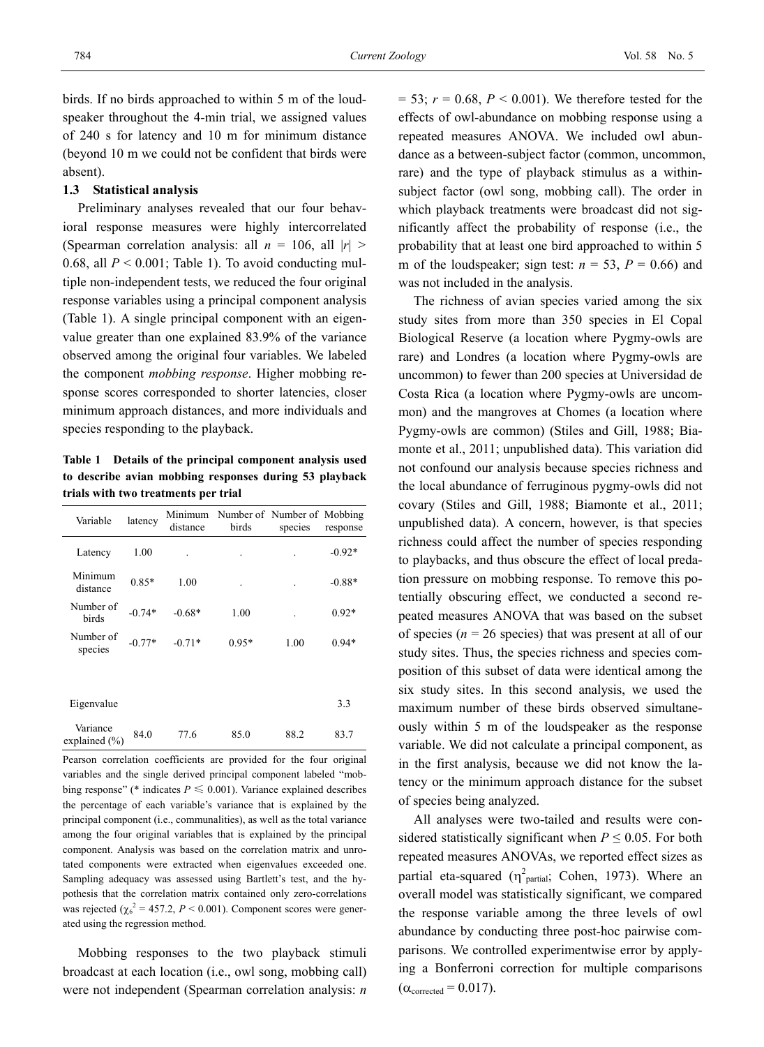birds. If no birds approached to within 5 m of the loudspeaker throughout the 4-min trial, we assigned values of 240 s for latency and 10 m for minimum distance (beyond 10 m we could not be confident that birds were absent).

### 1.3 Statistical analysis

Preliminary analyses revealed that our four behavioral response measures were highly intercorrelated (Spearman correlation analysis: all $n$ = 106, all $|r|$ > 0.68, all $P$ < 0.001; Table 1). To avoid conducting multiple non-independent tests, we reduced the four original response variables using a principal component analysis (Table 1). A single principal component with an eigenvalue greater than one explained 83.9% of the variance observed among the original four variables. We labeled the component *mobbing response*. Higher mobbing response scores corresponded to shorter latencies, closer minimum approach distances, and more individuals and species responding to the playback.

**Table 1 Details of the principal component analysis used to describe avian mobbing responses during 53 playback trials with two treatments per trial**

| Variable | latency | Minimum distance | Number of birds | Number of species | Mobbing response |
|---|---|---|---|---|---|
| Latency | 1.00 | . | . | . | -0.92* |
| Minimum distance | 0.85* | 1.00 | . | . | -0.88* |
| Number of birds | -0.74* | -0.68* | 1.00 | . | 0.92* |
| Number of species | -0.77* | -0.71* | 0.95* | 1.00 | 0.94* |
| Eigenvalue | | | | | 3.3 |
| Variance explained (%) | 84.0 | 77.6 | 85.0 | 88.2 | 83.7 |

Pearson correlation coefficients are provided for the four original variables and the single derived principal component labeled "mobbing response" (* indicates $P \leqslant 0.001$). Variance explained describes the percentage of each variable's variance that is explained by the principal component (i.e., communalities), as well as the total variance among the four original variables that is explained by the principal component. Analysis was based on the correlation matrix and unrotated components were extracted when eigenvalues exceeded one. Sampling adequacy was assessed using Bartlett's test, and the hypothesis that the correlation matrix contained only zero-correlations was rejected ($\chi_6^2$ = 457.2, $P$ < 0.001). Component scores were generated using the regression method.

Mobbing responses to the two playback stimuli broadcast at each location (i.e., owl song, mobbing call) were not independent (Spearman correlation analysis: $n$ = 53; $r$ = 0.68, $P$ < 0.001). We therefore tested for the effects of owl-abundance on mobbing response using a repeated measures ANOVA. We included owl abundance as a between-subject factor (common, uncommon, rare) and the type of playback stimulus as a within-subject factor (owl song, mobbing call). The order in which playback treatments were broadcast did not significantly affect the probability of response (i.e., the probability that at least one bird approached to within 5 m of the loudspeaker; sign test: $n$ = 53, $P$ = 0.66) and was not included in the analysis.

The richness of avian species varied among the six study sites from more than 350 species in El Copal Biological Reserve (a location where Pygmy-owls are rare) and Londres (a location where Pygmy-owls are uncommon) to fewer than 200 species at Universidad de Costa Rica (a location where Pygmy-owls are uncommon) and the mangroves at Chomes (a location where Pygmy-owls are common) (Stiles and Gill, 1988; Biamonte et al., 2011; unpublished data). This variation did not confound our analysis because species richness and the local abundance of ferruginous pygmy-owls did not covary (Stiles and Gill, 1988; Biamonte et al., 2011; unpublished data). A concern, however, is that species richness could affect the number of species responding to playbacks, and thus obscure the effect of local predation pressure on mobbing response. To remove this potentially obscuring effect, we conducted a second repeated measures ANOVA that was based on the subset of species ($n$ = 26 species) that was present at all of our study sites. Thus, the species richness and species composition of this subset of data were identical among the six study sites. In this second analysis, we used the maximum number of these birds observed simultaneously within 5 m of the loudspeaker as the response variable. We did not calculate a principal component, as in the first analysis, because we did not know the latency or the minimum approach distance for the subset of species being analyzed.

All analyses were two-tailed and results were considered statistically significant when $P \leq 0.05$. For both repeated measures ANOVAs, we reported effect sizes as partial eta-squared ($\eta^2_{partial}$; Cohen, 1973). Where an overall model was statistically significant, we compared the response variable among the three levels of owl abundance by conducting three post-hoc pairwise comparisons. We controlled experimentwise error by applying a Bonferroni correction for multiple comparisons ($\alpha_{corrected}$ = 0.017).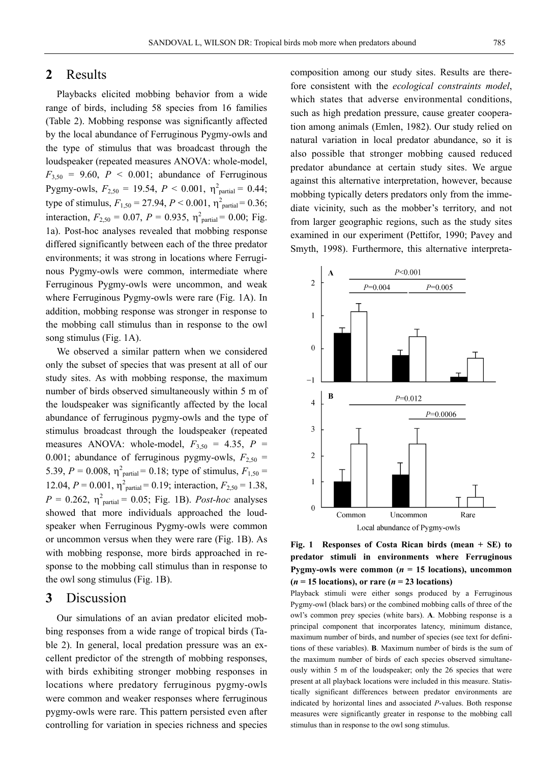## 2 Results

Playbacks elicited mobbing behavior from a wide range of birds, including 58 species from 16 families (Table 2). Mobbing response was significantly affected by the local abundance of Ferruginous Pygmy-owls and the type of stimulus that was broadcast through the loudspeaker (repeated measures ANOVA: whole-model, $F_{3,50}$ = 9.60, $P$ < 0.001; abundance of Ferruginous Pygmy-owls, $F_{2,50}$ = 19.54, $P$ < 0.001, $\eta^2_{partial}$ = 0.44; type of stimulus, $F_{1,50}$ = 27.94, $P$ < 0.001, $\eta^2_{partial}$ = 0.36; interaction, $F_{2,50}$ = 0.07, $P$ = 0.935, $\eta^2_{partial}$ = 0.00; Fig. 1a). Post-hoc analyses revealed that mobbing response differed significantly between each of the three predator environments; it was strong in locations where Ferruginous Pygmy-owls were common, intermediate where Ferruginous Pygmy-owls were uncommon, and weak where Ferruginous Pygmy-owls were rare (Fig. 1A). In addition, mobbing response was stronger in response to the mobbing call stimulus than in response to the owl song stimulus (Fig. 1A).

We observed a similar pattern when we considered only the subset of species that was present at all of our study sites. As with mobbing response, the maximum number of birds observed simultaneously within 5 m of the loudspeaker was significantly affected by the local abundance of ferruginous pygmy-owls and the type of stimulus broadcast through the loudspeaker (repeated measures ANOVA: whole-model, $F_{3,50}$ = 4.35, $P$ = 0.001; abundance of ferruginous pygmy-owls, $F_{2,50}$ = 5.39, $P$ = 0.008, $\eta^2_{partial}$ = 0.18; type of stimulus, $F_{1,50}$ = 12.04, $P$ = 0.001, $\eta^2_{partial}$ = 0.19; interaction, $F_{2,50}$ = 1.38, $P$ = 0.262, $\eta^2_{partial}$ = 0.05; Fig. 1B). *Post-hoc* analyses showed that more individuals approached the loudspeaker when Ferruginous Pygmy-owls were common or uncommon versus when they were rare (Fig. 1B). As with mobbing response, more birds approached in response to the mobbing call stimulus than in response to the owl song stimulus (Fig. 1B).

## 3 Discussion

Our simulations of an avian predator elicited mobbing responses from a wide range of tropical birds (Table 2). In general, local predation pressure was an excellent predictor of the strength of mobbing responses, with birds exhibiting stronger mobbing responses in locations where predatory ferruginous pygmy-owls were common and weaker responses where ferruginous pygmy-owls were rare. This pattern persisted even after controlling for variation in species richness and species composition among our study sites. Results are therefore consistent with the *ecological constraints model*, which states that adverse environmental conditions, such as high predation pressure, cause greater cooperation among animals (Emlen, 1982). Our study relied on natural variation in local predator abundance, so it is also possible that stronger mobbing caused reduced predator abundance at certain study sites. We argue against this alternative interpretation, however, because mobbing typically deters predators only from the immediate vicinity, such as the mobber's territory, and not from larger geographic regions, such as the study sites examined in our experiment (Pettifor, 1990; Pavey and Smyth, 1998). Furthermore, this alternative interpreta-

A
$P$<0.001
$P$=0.004
$P$=0.005
2
1
0
−1

B
$P$=0.012
$P$=0.0006
4
3
2
1
0
Common
Uncommon
Rare
Local abundance of Pygmy-owls

**Fig. 1 Responses of Costa Rican birds (mean + SE) to predator stimuli in environments where Ferruginous Pygmy-owls were common ($n$ = 15 locations), uncommon ($n$ = 15 locations), or rare ($n$ = 23 locations)**

Playback stimuli were either songs produced by a Ferruginous Pygmy-owl (black bars) or the combined mobbing calls of three of the owl's common prey species (white bars). **A**. Mobbing response is a principal component that incorporates latency, minimum distance, maximum number of birds, and number of species (see text for definitions of these variables). **B**. Maximum number of birds is the sum of the maximum number of birds of each species observed simultaneously within 5 m of the loudspeaker; only the 26 species that were present at all playback locations were included in this measure. Statistically significant differences between predator environments are indicated by horizontal lines and associated $P$-values. Both response measures were significantly greater in response to the mobbing call stimulus than in response to the owl song stimulus.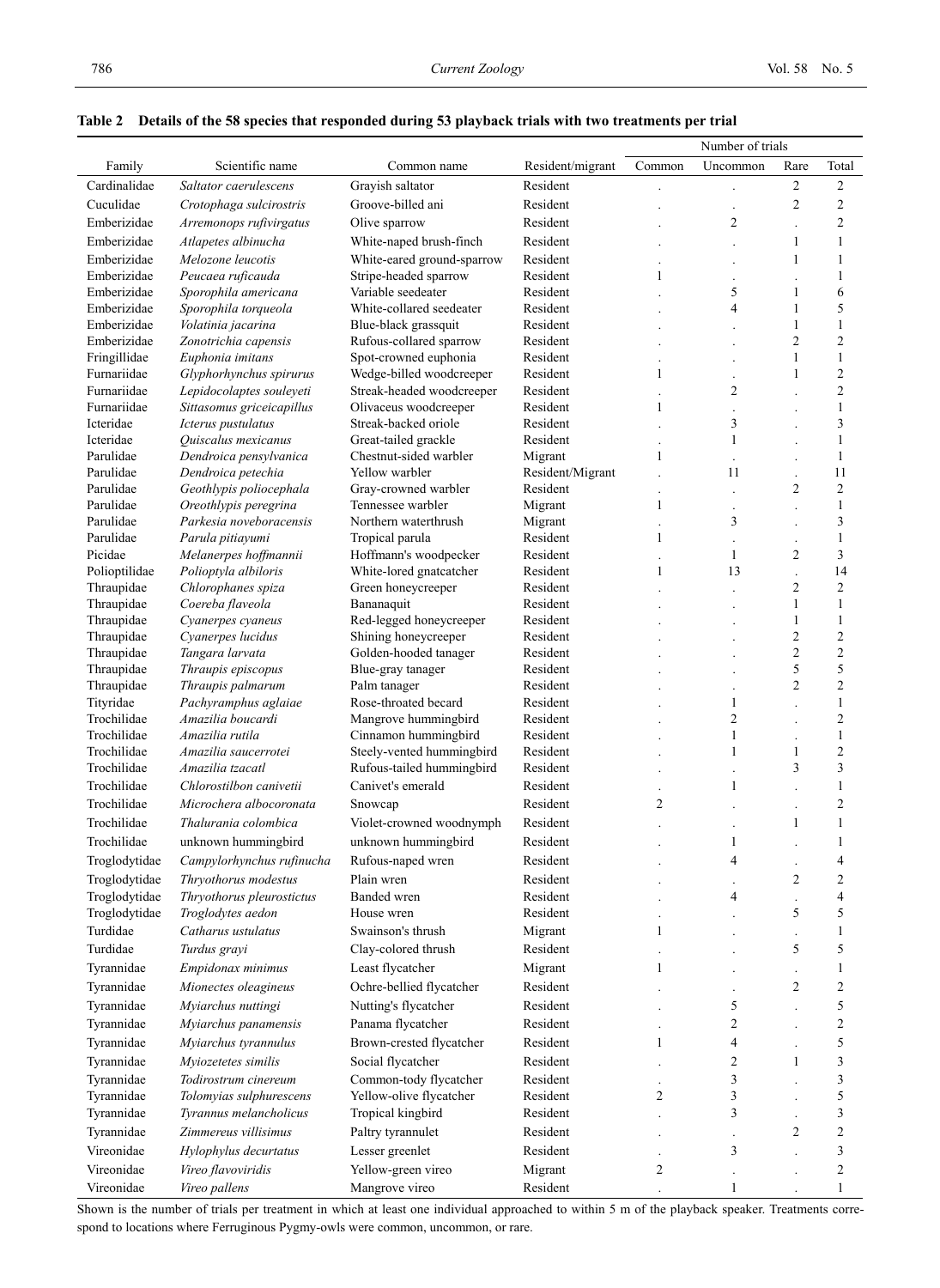**Table 2 Details of the 58 species that responded during 53 playback trials with two treatments per trial**

| Family | Scientific name | Common name | Resident/migrant | Number of trials | | | |
|---|---|---|---|---|---|---|---|
| | | | | Common | Uncommon | Rare | Total |
| Cardinalidae | *Saltator caerulescens* | Grayish saltator | Resident | . | . | 2 | 2 |
| Cuculidae | *Crotophaga sulcirostris* | Groove-billed ani | Resident | . | . | 2 | 2 |
| Emberizidae | *Arremonops rufivirgatus* | Olive sparrow | Resident | . | 2 | . | 2 |
| Emberizidae | *Atlapetes albinucha* | White-naped brush-finch | Resident | . | . | 1 | 1 |
| Emberizidae | *Melozone leucotis* | White-eared ground-sparrow | Resident | . | . | 1 | 1 |
| Emberizidae | *Peucaea ruficauda* | Stripe-headed sparrow | Resident | 1 | . | . | 1 |
| Emberizidae | *Sporophila americana* | Variable seedeater | Resident | . | 5 | 1 | 6 |
| Emberizidae | *Sporophila torqueola* | White-collared seedeater | Resident | . | 4 | 1 | 5 |
| Emberizidae | *Volatinia jacarina* | Blue-black grassquit | Resident | . | . | 1 | 1 |
| Emberizidae | *Zonotrichia capensis* | Rufous-collared sparrow | Resident | . | . | 2 | 2 |
| Fringillidae | *Euphonia imitans* | Spot-crowned euphonia | Resident | . | . | 1 | 1 |
| Furnariidae | *Glyphorhynchus spirurus* | Wedge-billed woodcreeper | Resident | 1 | . | 1 | 2 |
| Furnariidae | *Lepidocolaptes souleyeti* | Streak-headed woodcreeper | Resident | . | 2 | . | 2 |
| Furnariidae | *Sittasomus griceicapillus* | Olivaceus woodcreeper | Resident | 1 | . | . | 1 |
| Icteridae | *Icterus pustulatus* | Streak-backed oriole | Resident | . | 3 | . | 3 |
| Icteridae | *Quiscalus mexicanus* | Great-tailed grackle | Resident | . | 1 | . | 1 |
| Parulidae | *Dendroica pensylvanica* | Chestnut-sided warbler | Migrant | 1 | . | . | 1 |
| Parulidae | *Dendroica petechia* | Yellow warbler | Resident/Migrant | . | 11 | . | 11 |
| Parulidae | *Geothlypis poliocephala* | Gray-crowned warbler | Resident | . | . | 2 | 2 |
| Parulidae | *Oreothlypis peregrina* | Tennessee warbler | Migrant | 1 | . | . | 1 |
| Parulidae | *Parkesia noveboracensis* | Northern waterthrush | Migrant | . | 3 | . | 3 |
| Parulidae | *Parula pitiayumi* | Tropical parula | Resident | 1 | . | . | 1 |
| Picidae | *Melanerpes hoffmannii* | Hoffmann's woodpecker | Resident | . | 1 | 2 | 3 |
| Polioptilidae | *Polioptyla albiloris* | White-lored gnatcatcher | Resident | 1 | 13 | . | 14 |
| Thraupidae | *Chlorophanes spiza* | Green honeycreeper | Resident | . | . | 2 | 2 |
| Thraupidae | *Coereba flaveola* | Bananaquit | Resident | . | . | 1 | 1 |
| Thraupidae | *Cyanerpes cyaneus* | Red-legged honeycreeper | Resident | . | . | 1 | 1 |
| Thraupidae | *Cyanerpes lucidus* | Shining honeycreeper | Resident | . | . | 2 | 2 |
| Thraupidae | *Tangara larvata* | Golden-hooded tanager | Resident | . | . | 2 | 2 |
| Thraupidae | *Thraupis episcopus* | Blue-gray tanager | Resident | . | . | 5 | 5 |
| Thraupidae | *Thraupis palmarum* | Palm tanager | Resident | . | . | 2 | 2 |
| Tityridae | *Pachyramphus aglaiae* | Rose-throated becard | Resident | . | 1 | . | 1 |
| Trochilidae | *Amazilia boucardi* | Mangrove hummingbird | Resident | . | 2 | . | 2 |
| Trochilidae | *Amazilia rutila* | Cinnamon hummingbird | Resident | . | 1 | . | 1 |
| Trochilidae | *Amazilia saucerrotei* | Steely-vented hummingbird | Resident | . | 1 | 1 | 2 |
| Trochilidae | *Amazilia tzacatl* | Rufous-tailed hummingbird | Resident | . | . | 3 | 3 |
| Trochilidae | *Chlorostilbon canivetii* | Canivet's emerald | Resident | . | 1 | . | 1 |
| Trochilidae | *Microchera albocoronata* | Snowcap | Resident | 2 | . | . | 2 |
| Trochilidae | *Thalurania colombica* | Violet-crowned woodnymph | Resident | . | . | 1 | 1 |
| Trochilidae | unknown hummingbird | unknown hummingbird | Resident | . | 1 | . | 1 |
| Troglodytidae | *Campylorhynchus rufinucha* | Rufous-naped wren | Resident | . | 4 | . | 4 |
| Troglodytidae | *Thryothorus modestus* | Plain wren | Resident | . | . | 2 | 2 |
| Troglodytidae | *Thryothorus pleurostictus* | Banded wren | Resident | . | 4 | . | 4 |
| Troglodytidae | *Troglodytes aedon* | House wren | Resident | . | . | 5 | 5 |
| Turdidae | *Catharus ustulatus* | Swainson's thrush | Migrant | 1 | . | . | 1 |
| Turdidae | *Turdus grayi* | Clay-colored thrush | Resident | . | . | 5 | 5 |
| Tyrannidae | *Empidonax minimus* | Least flycatcher | Migrant | 1 | . | . | 1 |
| Tyrannidae | *Mionectes oleagineus* | Ochre-bellied flycatcher | Resident | . | . | 2 | 2 |
| Tyrannidae | *Myiarchus nuttingi* | Nutting's flycatcher | Resident | . | 5 | . | 5 |
| Tyrannidae | *Myiarchus panamensis* | Panama flycatcher | Resident | . | 2 | . | 2 |
| Tyrannidae | *Myiarchus tyrannulus* | Brown-crested flycatcher | Resident | 1 | 4 | . | 5 |
| Tyrannidae | *Myiozetetes similis* | Social flycatcher | Resident | . | 2 | 1 | 3 |
| Tyrannidae | *Todirostrum cinereum* | Common-tody flycatcher | Resident | . | 3 | . | 3 |
| Tyrannidae | *Tolomyias sulphurescens* | Yellow-olive flycatcher | Resident | 2 | 3 | . | 5 |
| Tyrannidae | *Tyrannus melancholicus* | Tropical kingbird | Resident | . | 3 | . | 3 |
| Tyrannidae | *Zimmereus villisimus* | Paltry tyrannulet | Resident | . | . | 2 | 2 |
| Vireonidae | *Hylophylus decurtatus* | Lesser greenlet | Resident | . | 3 | . | 3 |
| Vireonidae | *Vireo flavoviridis* | Yellow-green vireo | Migrant | 2 | . | . | 2 |
| Vireonidae | *Vireo pallens* | Mangrove vireo | Resident | . | 1 | . | 1 |

Shown is the number of trials per treatment in which at least one individual approached to within 5 m of the playback speaker. Treatments correspond to locations where Ferruginous Pygmy-owls were common, uncommon, or rare.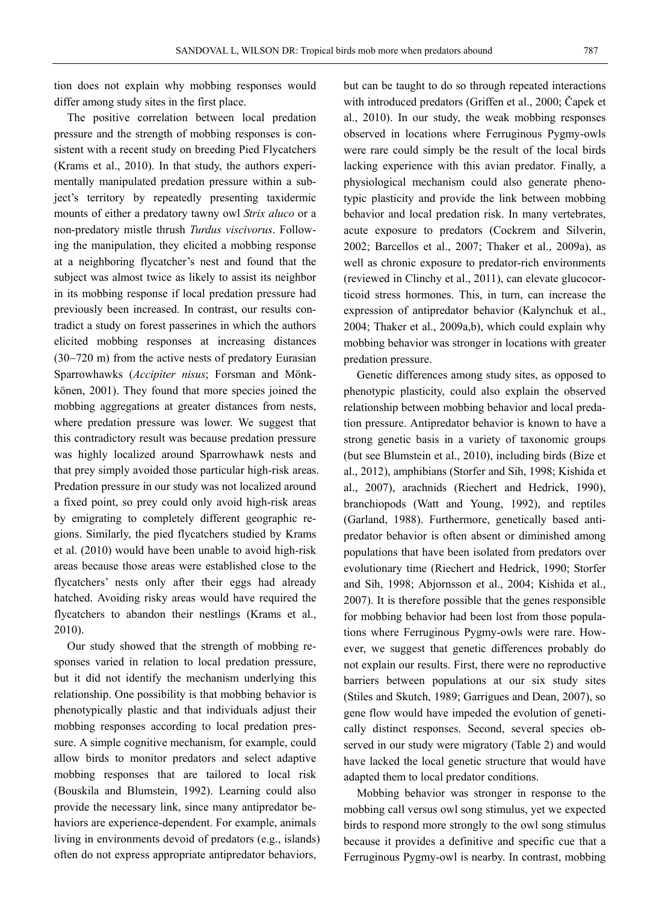tion does not explain why mobbing responses would differ among study sites in the first place.

The positive correlation between local predation pressure and the strength of mobbing responses is consistent with a recent study on breeding Pied Flycatchers (Krams et al., 2010). In that study, the authors experimentally manipulated predation pressure within a subject's territory by repeatedly presenting taxidermic mounts of either a predatory tawny owl *Strix aluco* or a non-predatory mistle thrush *Turdus viscivorus*. Following the manipulation, they elicited a mobbing response at a neighboring flycatcher's nest and found that the subject was almost twice as likely to assist its neighbor in its mobbing response if local predation pressure had previously been increased. In contrast, our results contradict a study on forest passerines in which the authors elicited mobbing responses at increasing distances (30–720 m) from the active nests of predatory Eurasian Sparrowhawks (*Accipiter nisus*; Forsman and Mönkkönen, 2001). They found that more species joined the mobbing aggregations at greater distances from nests, where predation pressure was lower. We suggest that this contradictory result was because predation pressure was highly localized around Sparrowhawk nests and that prey simply avoided those particular high-risk areas. Predation pressure in our study was not localized around a fixed point, so prey could only avoid high-risk areas by emigrating to completely different geographic regions. Similarly, the pied flycatchers studied by Krams et al. (2010) would have been unable to avoid high-risk areas because those areas were established close to the flycatchers' nests only after their eggs had already hatched. Avoiding risky areas would have required the flycatchers to abandon their nestlings (Krams et al., 2010).

Our study showed that the strength of mobbing responses varied in relation to local predation pressure, but it did not identify the mechanism underlying this relationship. One possibility is that mobbing behavior is phenotypically plastic and that individuals adjust their mobbing responses according to local predation pressure. A simple cognitive mechanism, for example, could allow birds to monitor predators and select adaptive mobbing responses that are tailored to local risk (Bouskila and Blumstein, 1992). Learning could also provide the necessary link, since many antipredator behaviors are experience-dependent. For example, animals living in environments devoid of predators (e.g., islands) often do not express appropriate antipredator behaviors, but can be taught to do so through repeated interactions with introduced predators (Griffen et al., 2000; Čapek et al., 2010). In our study, the weak mobbing responses observed in locations where Ferruginous Pygmy-owls were rare could simply be the result of the local birds lacking experience with this avian predator. Finally, a physiological mechanism could also generate phenotypic plasticity and provide the link between mobbing behavior and local predation risk. In many vertebrates, acute exposure to predators (Cockrem and Silverin, 2002; Barcellos et al., 2007; Thaker et al., 2009a), as well as chronic exposure to predator-rich environments (reviewed in Clinchy et al., 2011), can elevate glucocorticoid stress hormones. This, in turn, can increase the expression of antipredator behavior (Kalynchuk et al., 2004; Thaker et al., 2009a,b), which could explain why mobbing behavior was stronger in locations with greater predation pressure.

Genetic differences among study sites, as opposed to phenotypic plasticity, could also explain the observed relationship between mobbing behavior and local predation pressure. Antipredator behavior is known to have a strong genetic basis in a variety of taxonomic groups (but see Blumstein et al., 2010), including birds (Bize et al., 2012), amphibians (Storfer and Sih, 1998; Kishida et al., 2007), arachnids (Riechert and Hedrick, 1990), branchiopods (Watt and Young, 1992), and reptiles (Garland, 1988). Furthermore, genetically based antipredator behavior is often absent or diminished among populations that have been isolated from predators over evolutionary time (Riechert and Hedrick, 1990; Storfer and Sih, 1998; Abjornsson et al., 2004; Kishida et al., 2007). It is therefore possible that the genes responsible for mobbing behavior had been lost from those populations where Ferruginous Pygmy-owls were rare. However, we suggest that genetic differences probably do not explain our results. First, there were no reproductive barriers between populations at our six study sites (Stiles and Skutch, 1989; Garrigues and Dean, 2007), so gene flow would have impeded the evolution of genetically distinct responses. Second, several species observed in our study were migratory (Table 2) and would have lacked the local genetic structure that would have adapted them to local predator conditions.

Mobbing behavior was stronger in response to the mobbing call versus owl song stimulus, yet we expected birds to respond more strongly to the owl song stimulus because it provides a definitive and specific cue that a Ferruginous Pygmy-owl is nearby. In contrast, mobbing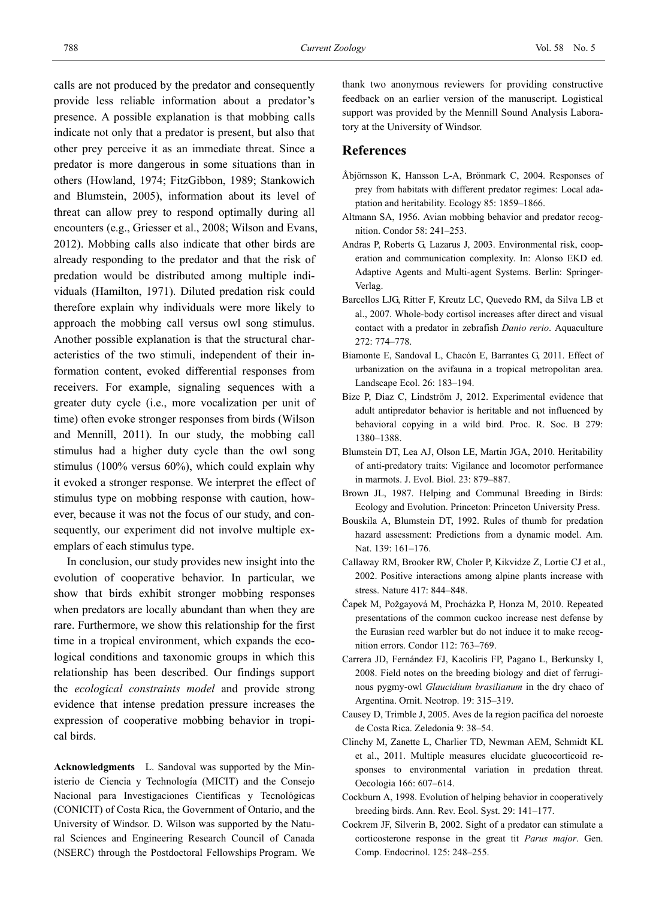calls are not produced by the predator and consequently provide less reliable information about a predator's presence. A possible explanation is that mobbing calls indicate not only that a predator is present, but also that other prey perceive it as an immediate threat. Since a predator is more dangerous in some situations than in others (Howland, 1974; FitzGibbon, 1989; Stankowich and Blumstein, 2005), information about its level of threat can allow prey to respond optimally during all encounters (e.g., Griesser et al., 2008; Wilson and Evans, 2012). Mobbing calls also indicate that other birds are already responding to the predator and that the risk of predation would be distributed among multiple individuals (Hamilton, 1971). Diluted predation risk could therefore explain why individuals were more likely to approach the mobbing call versus owl song stimulus. Another possible explanation is that the structural characteristics of the two stimuli, independent of their information content, evoked differential responses from receivers. For example, signaling sequences with a greater duty cycle (i.e., more vocalization per unit of time) often evoke stronger responses from birds (Wilson and Mennill, 2011). In our study, the mobbing call stimulus had a higher duty cycle than the owl song stimulus (100% versus 60%), which could explain why it evoked a stronger response. We interpret the effect of stimulus type on mobbing response with caution, however, because it was not the focus of our study, and consequently, our experiment did not involve multiple exemplars of each stimulus type.

In conclusion, our study provides new insight into the evolution of cooperative behavior. In particular, we show that birds exhibit stronger mobbing responses when predators are locally abundant than when they are rare. Furthermore, we show this relationship for the first time in a tropical environment, which expands the ecological conditions and taxonomic groups in which this relationship has been described. Our findings support the *ecological constraints model* and provide strong evidence that intense predation pressure increases the expression of cooperative mobbing behavior in tropical birds.

**Acknowledgments** L. Sandoval was supported by the Ministerio de Ciencia y Technología (MICIT) and the Consejo Nacional para Investigaciones Científicas y Tecnológicas (CONICIT) of Costa Rica, the Government of Ontario, and the University of Windsor. D. Wilson was supported by the Natural Sciences and Engineering Research Council of Canada (NSERC) through the Postdoctoral Fellowships Program. We thank two anonymous reviewers for providing constructive feedback on an earlier version of the manuscript. Logistical support was provided by the Mennill Sound Analysis Laboratory at the University of Windsor.

## References

Åbjörnsson K, Hansson L-A, Brönmark C, 2004. Responses of prey from habitats with different predator regimes: Local adaptation and heritability. Ecology 85: 1859–1866.

Altmann SA, 1956. Avian mobbing behavior and predator recognition. Condor 58: 241–253.

Andras P, Roberts G, Lazarus J, 2003. Environmental risk, cooperation and communication complexity. In: Alonso EKD ed. Adaptive Agents and Multi-agent Systems. Berlin: Springer-Verlag.

Barcellos LJG, Ritter F, Kreutz LC, Quevedo RM, da Silva LB et al., 2007. Whole-body cortisol increases after direct and visual contact with a predator in zebrafish *Danio rerio*. Aquaculture 272: 774–778.

Biamonte E, Sandoval L, Chacón E, Barrantes G, 2011. Effect of urbanization on the avifauna in a tropical metropolitan area. Landscape Ecol. 26: 183–194.

Bize P, Diaz C, Lindström J, 2012. Experimental evidence that adult antipredator behavior is heritable and not influenced by behavioral copying in a wild bird. Proc. R. Soc. B 279: 1380–1388.

Blumstein DT, Lea AJ, Olson LE, Martin JGA, 2010. Heritability of anti-predatory traits: Vigilance and locomotor performance in marmots. J. Evol. Biol. 23: 879–887.

Brown JL, 1987. Helping and Communal Breeding in Birds: Ecology and Evolution. Princeton: Princeton University Press.

Bouskila A, Blumstein DT, 1992. Rules of thumb for predation hazard assessment: Predictions from a dynamic model. Am. Nat. 139: 161–176.

Callaway RM, Brooker RW, Choler P, Kikvidze Z, Lortie CJ et al., 2002. Positive interactions among alpine plants increase with stress. Nature 417: 844–848.

Čapek M, Požgayová M, Procházka P, Honza M, 2010. Repeated presentations of the common cuckoo increase nest defense by the Eurasian reed warbler but do not induce it to make recognition errors. Condor 112: 763–769.

Carrera JD, Fernández FJ, Kacoliris FP, Pagano L, Berkunsky I, 2008. Field notes on the breeding biology and diet of ferruginous pygmy-owl *Glaucidium brasilianum* in the dry chaco of Argentina. Ornit. Neotrop. 19: 315–319.

Causey D, Trimble J, 2005. Aves de la region pacífica del noroeste de Costa Rica. Zeledonia 9: 38–54.

Clinchy M, Zanette L, Charlier TD, Newman AEM, Schmidt KL et al., 2011. Multiple measures elucidate glucocorticoid responses to environmental variation in predation threat. Oecologia 166: 607–614.

Cockburn A, 1998. Evolution of helping behavior in cooperatively breeding birds. Ann. Rev. Ecol. Syst. 29: 141–177.

Cockrem JF, Silverin B, 2002. Sight of a predator can stimulate a corticosterone response in the great tit *Parus major*. Gen. Comp. Endocrinol. 125: 248–255.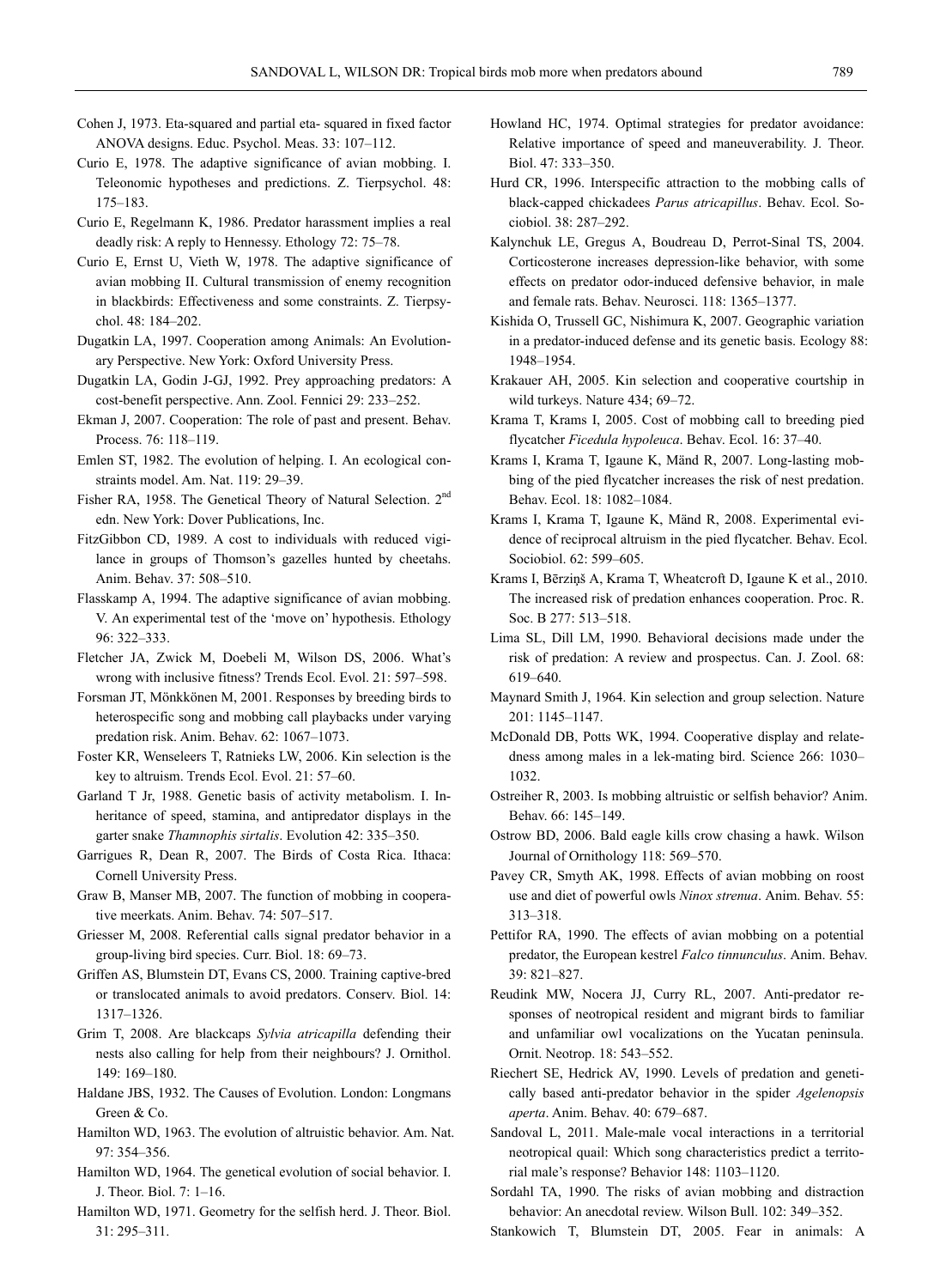Cohen J, 1973. Eta-squared and partial eta- squared in fixed factor ANOVA designs. Educ. Psychol. Meas. 33: 107–112.

Curio E, 1978. The adaptive significance of avian mobbing. I. Teleonomic hypotheses and predictions. Z. Tierpsychol. 48: 175–183.

Curio E, Regelmann K, 1986. Predator harassment implies a real deadly risk: A reply to Hennessy. Ethology 72: 75–78.

Curio E, Ernst U, Vieth W, 1978. The adaptive significance of avian mobbing II. Cultural transmission of enemy recognition in blackbirds: Effectiveness and some constraints. Z. Tierpsychol. 48: 184–202.

Dugatkin LA, 1997. Cooperation among Animals: An Evolutionary Perspective. New York: Oxford University Press.

Dugatkin LA, Godin J-GJ, 1992. Prey approaching predators: A cost-benefit perspective. Ann. Zool. Fennici 29: 233–252.

Ekman J, 2007. Cooperation: The role of past and present. Behav. Process. 76: 118–119.

Emlen ST, 1982. The evolution of helping. I. An ecological constraints model. Am. Nat. 119: 29–39.

Fisher RA, 1958. The Genetical Theory of Natural Selection. 2nd edn. New York: Dover Publications, Inc.

FitzGibbon CD, 1989. A cost to individuals with reduced vigilance in groups of Thomson's gazelles hunted by cheetahs. Anim. Behav. 37: 508–510.

Flasskamp A, 1994. The adaptive significance of avian mobbing. V. An experimental test of the 'move on' hypothesis. Ethology 96: 322–333.

Fletcher JA, Zwick M, Doebeli M, Wilson DS, 2006. What's wrong with inclusive fitness? Trends Ecol. Evol. 21: 597–598.

Forsman JT, Mönkkönen M, 2001. Responses by breeding birds to heterospecific song and mobbing call playbacks under varying predation risk. Anim. Behav. 62: 1067–1073.

Foster KR, Wenseleers T, Ratnieks LW, 2006. Kin selection is the key to altruism. Trends Ecol. Evol. 21: 57–60.

Garland T Jr, 1988. Genetic basis of activity metabolism. I. Inheritance of speed, stamina, and antipredator displays in the garter snake *Thamnophis sirtalis*. Evolution 42: 335–350.

Garrigues R, Dean R, 2007. The Birds of Costa Rica. Ithaca: Cornell University Press.

Graw B, Manser MB, 2007. The function of mobbing in cooperative meerkats. Anim. Behav. 74: 507–517.

Griesser M, 2008. Referential calls signal predator behavior in a group-living bird species. Curr. Biol. 18: 69–73.

Griffen AS, Blumstein DT, Evans CS, 2000. Training captive-bred or translocated animals to avoid predators. Conserv. Biol. 14: 1317–1326.

Grim T, 2008. Are blackcaps *Sylvia atricapilla* defending their nests also calling for help from their neighbours? J. Ornithol. 149: 169–180.

Haldane JBS, 1932. The Causes of Evolution. London: Longmans Green & Co.

Hamilton WD, 1963. The evolution of altruistic behavior. Am. Nat. 97: 354–356.

Hamilton WD, 1964. The genetical evolution of social behavior. I. J. Theor. Biol. 7: 1–16.

Hamilton WD, 1971. Geometry for the selfish herd. J. Theor. Biol. 31: 295–311.

Howland HC, 1974. Optimal strategies for predator avoidance: Relative importance of speed and maneuverability. J. Theor. Biol. 47: 333–350.

Hurd CR, 1996. Interspecific attraction to the mobbing calls of black-capped chickadees *Parus atricapillus*. Behav. Ecol. Sociobiol. 38: 287–292.

Kalynchuk LE, Gregus A, Boudreau D, Perrot-Sinal TS, 2004. Corticosterone increases depression-like behavior, with some effects on predator odor-induced defensive behavior, in male and female rats. Behav. Neurosci. 118: 1365–1377.

Kishida O, Trussell GC, Nishimura K, 2007. Geographic variation in a predator-induced defense and its genetic basis. Ecology 88: 1948–1954.

Krakauer AH, 2005. Kin selection and cooperative courtship in wild turkeys. Nature 434; 69–72.

Krama T, Krams I, 2005. Cost of mobbing call to breeding pied flycatcher *Ficedula hypoleuca*. Behav. Ecol. 16: 37–40.

Krams I, Krama T, Igaune K, Mänd R, 2007. Long-lasting mobbing of the pied flycatcher increases the risk of nest predation. Behav. Ecol. 18: 1082–1084.

Krams I, Krama T, Igaune K, Mänd R, 2008. Experimental evidence of reciprocal altruism in the pied flycatcher. Behav. Ecol. Sociobiol. 62: 599–605.

Krams I, Bērziņš A, Krama T, Wheatcroft D, Igaune K et al., 2010. The increased risk of predation enhances cooperation. Proc. R. Soc. B 277: 513–518.

Lima SL, Dill LM, 1990. Behavioral decisions made under the risk of predation: A review and prospectus. Can. J. Zool. 68: 619–640.

Maynard Smith J, 1964. Kin selection and group selection. Nature 201: 1145–1147.

McDonald DB, Potts WK, 1994. Cooperative display and relatedness among males in a lek-mating bird. Science 266: 1030–1032.

Ostreiher R, 2003. Is mobbing altruistic or selfish behavior? Anim. Behav. 66: 145–149.

Ostrow BD, 2006. Bald eagle kills crow chasing a hawk. Wilson Journal of Ornithology 118: 569–570.

Pavey CR, Smyth AK, 1998. Effects of avian mobbing on roost use and diet of powerful owls *Ninox strenua*. Anim. Behav. 55: 313–318.

Pettifor RA, 1990. The effects of avian mobbing on a potential predator, the European kestrel *Falco tinnunculus*. Anim. Behav. 39: 821–827.

Reudink MW, Nocera JJ, Curry RL, 2007. Anti-predator responses of neotropical resident and migrant birds to familiar and unfamiliar owl vocalizations on the Yucatan peninsula. Ornit. Neotrop. 18: 543–552.

Riechert SE, Hedrick AV, 1990. Levels of predation and genetically based anti-predator behavior in the spider *Agelenopsis aperta*. Anim. Behav. 40: 679–687.

Sandoval L, 2011. Male-male vocal interactions in a territorial neotropical quail: Which song characteristics predict a territorial male's response? Behavior 148: 1103–1120.

Sordahl TA, 1990. The risks of avian mobbing and distraction behavior: An anecdotal review. Wilson Bull. 102: 349–352.

Stankowich T, Blumstein DT, 2005. Fear in animals: A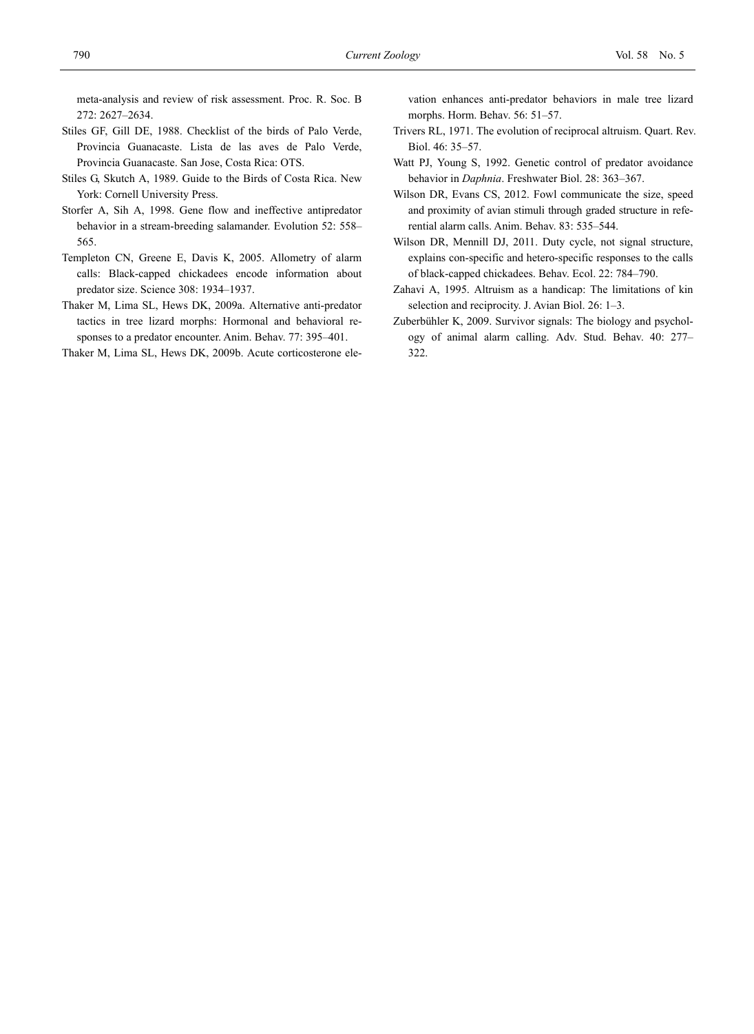meta-analysis and review of risk assessment. Proc. R. Soc. B 272: 2627–2634.

Stiles GF, Gill DE, 1988. Checklist of the birds of Palo Verde, Provincia Guanacaste. Lista de las aves de Palo Verde, Provincia Guanacaste. San Jose, Costa Rica: OTS.

Stiles G, Skutch A, 1989. Guide to the Birds of Costa Rica. New York: Cornell University Press.

Storfer A, Sih A, 1998. Gene flow and ineffective antipredator behavior in a stream-breeding salamander. Evolution 52: 558–565.

Templeton CN, Greene E, Davis K, 2005. Allometry of alarm calls: Black-capped chickadees encode information about predator size. Science 308: 1934–1937.

Thaker M, Lima SL, Hews DK, 2009a. Alternative anti-predator tactics in tree lizard morphs: Hormonal and behavioral responses to a predator encounter. Anim. Behav. 77: 395–401.

Thaker M, Lima SL, Hews DK, 2009b. Acute corticosterone elevation enhances anti-predator behaviors in male tree lizard morphs. Horm. Behav. 56: 51–57.

Trivers RL, 1971. The evolution of reciprocal altruism. Quart. Rev. Biol. 46: 35–57.

Watt PJ, Young S, 1992. Genetic control of predator avoidance behavior in *Daphnia*. Freshwater Biol. 28: 363–367.

Wilson DR, Evans CS, 2012. Fowl communicate the size, speed and proximity of avian stimuli through graded structure in referential alarm calls. Anim. Behav. 83: 535–544.

Wilson DR, Mennill DJ, 2011. Duty cycle, not signal structure, explains con-specific and hetero-specific responses to the calls of black-capped chickadees. Behav. Ecol. 22: 784–790.

Zahavi A, 1995. Altruism as a handicap: The limitations of kin selection and reciprocity. J. Avian Biol. 26: 1–3.

Zuberbühler K, 2009. Survivor signals: The biology and psychology of animal alarm calling. Adv. Stud. Behav. 40: 277–322.